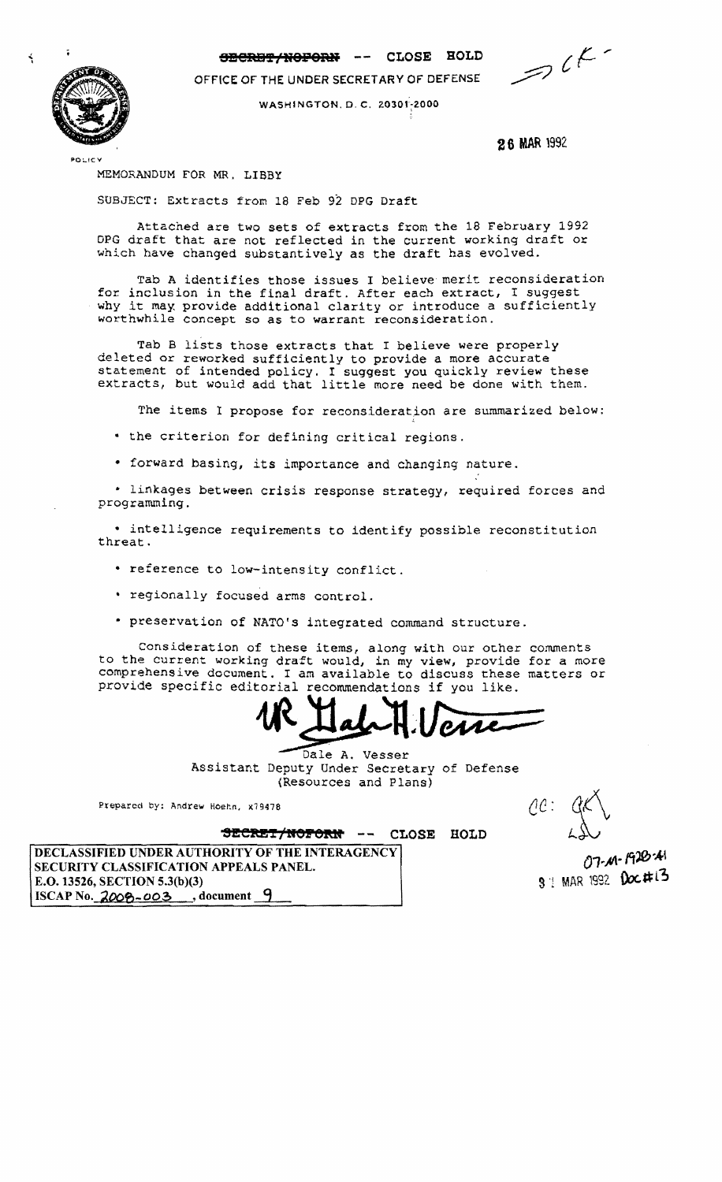~~SECRET/NOFORN~~ -- CLOSE HOLD

OFFICE OF THE UNDER SECRETARY OF DEFENSE

WASHINGTON, D.C. 20301-2000

26 MAR 1992

POLICY

MEMORANDUM FOR MR. LIBBY

SUBJECT: Extracts from 18 Feb 92 DPG Draft

Attached are two sets of extracts from the 18 February 1992 DPG draft that are not reflected in the current working draft or which have changed substantively as the draft has evolved.

Tab A identifies those issues I believe merit reconsideration for inclusion in the final draft. After each extract, I suggest why it may provide additional clarity or introduce a sufficiently worthwhile concept so as to warrant reconsideration.

Tab B lists those extracts that I believe were properly deleted or reworked sufficiently to provide a more accurate statement of intended policy. I suggest you quickly review these extracts, but would add that little more need be done with them.

The items I propose for reconsideration are summarized below:

- the criterion for defining critical regions.
- forward basing, its importance and changing nature.
- linkages between crisis response strategy, required forces and programming.
- intelligence requirements to identify possible reconstitution threat.
- reference to low-intensity conflict.
- regionally focused arms control.
- preservation of NATO's integrated command structure.

Consideration of these items, along with our other comments to the current working draft would, in my view, provide for a more comprehensive document. I am available to discuss these matters or provide specific editorial recommendations if you like.

Dale A. Vesser
Assistant Deputy Under Secretary of Defense
(Resources and Plans)

Prepared by: Andrew Hoehn, x79478

~~SECRET/NOFORN~~ -- CLOSE HOLD

DECLASSIFIED UNDER AUTHORITY OF THE INTERAGENCY SECURITY CLASSIFICATION APPEALS PANEL.
E.O. 13526, SECTION 5.3(b)(3)
ISCAP No. 2008-003, document 9

07-M-1920-41
31 MAR 1992 Doc#13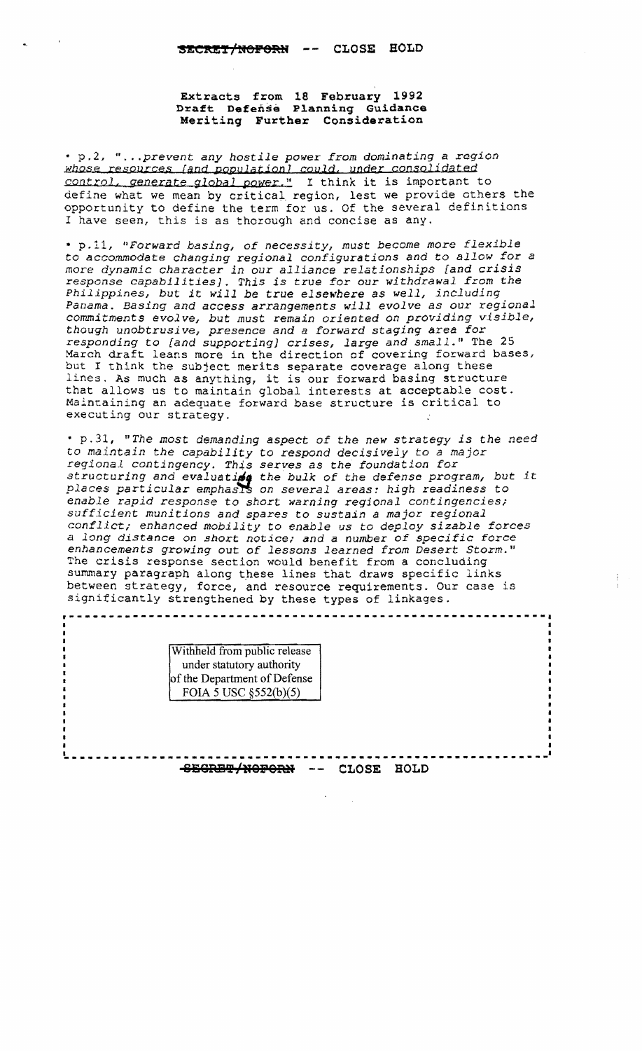SECRET/NOFORN -- CLOSE HOLD

**Extracts from 18 February 1992**
**Draft Defense Planning Guidance**
**Meriting Further Consideration**

• p.2, "*...prevent any hostile power from dominating a region <u>whose resources [and population] could, under consolidated control, generate global power.</u>*" I think it is important to define what we mean by critical region, lest we provide others the opportunity to define the term for us. Of the several definitions I have seen, this is as thorough and concise as any.

• p.11, "*Forward basing, of necessity, must become more flexible to accommodate changing regional configurations and to allow for a more dynamic character in our alliance relationships [and crisis response capabilities]. This is true for our withdrawal from the Philippines, but it will be true elsewhere as well, including Panama. Basing and access arrangements will evolve as our regional commitments evolve, but must remain oriented on providing visible, though unobtrusive, presence and a forward staging area for responding to [and supporting] crises, large and small.*" The 25 March draft leans more in the direction of covering forward bases, but I think the subject merits separate coverage along these lines. As much as anything, it is our forward basing structure that allows us to maintain global interests at acceptable cost. Maintaining an adequate forward base structure is critical to executing our strategy.

• p.31, "*The most demanding aspect of the new strategy is the need to maintain the capability to respond decisively to a major regional contingency. This serves as the foundation for structuring and evaluating the bulk of the defense program, but it places particular emphasis on several areas: high readiness to enable rapid response to short warning regional contingencies; sufficient munitions and spares to sustain a major regional conflict; enhanced mobility to enable us to deploy sizable forces a long distance on short notice; and a number of specific force enhancements growing out of lessons learned from Desert Storm.*" The crisis response section would benefit from a concluding summary paragraph along these lines that draws specific links between strategy, force, and resource requirements. Our case is significantly strengthened by these types of linkages.

Withheld from public release under statutory authority of the Department of Defense FOIA 5 USC §552(b)(5)

SECRET/NOFORN -- CLOSE HOLD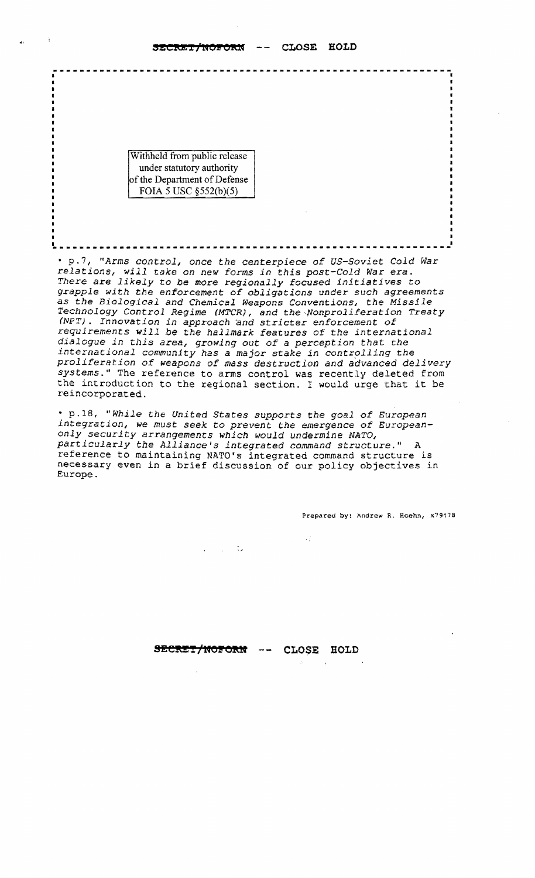Withheld from public release
under statutory authority
of the Department of Defense
FOIA 5 USC §552(b)(5)

• p.7, *"Arms control, once the centerpiece of US-Soviet Cold War relations, will take on new forms in this post-Cold War era. There are likely to be more regionally focused initiatives to grapple with the enforcement of obligations under such agreements as the Biological and Chemical Weapons Conventions, the Missile Technology Control Regime (MTCR), and the Nonproliferation Treaty (NPT). Innovation in approach and stricter enforcement of requirements will be the hallmark features of the international dialogue in this area, growing out of a perception that the international community has a major stake in controlling the proliferation of weapons of mass destruction and advanced delivery systems."* The reference to arms control was recently deleted from the introduction to the regional section. I would urge that it be reincorporated.

• p.18, *"While the United States supports the goal of European integration, we must seek to prevent the emergence of European-only security arrangements which would undermine NATO, particularly the Alliance's integrated command structure."* A reference to maintaining NATO's integrated command structure is necessary even in a brief discussion of our policy objectives in Europe.

Prepared by: Andrew R. Hoehn, x79178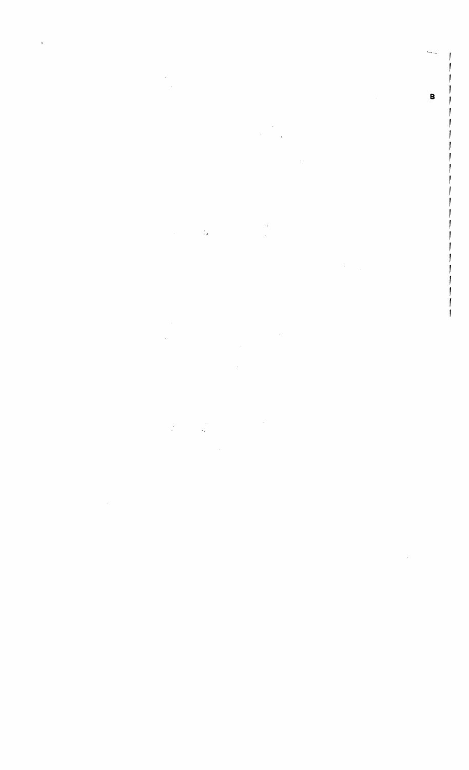B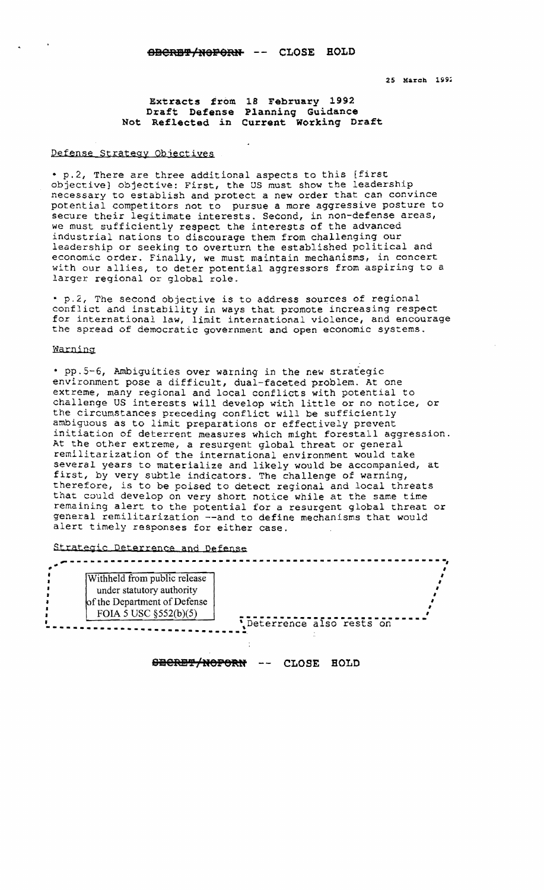SECRET/NOFORN -- CLOSE HOLD

25 March 1992

**Extracts from 18 February 1992**
**Draft Defense Planning Guidance**
**Not Reflected in Current Working Draft**

Defense Strategy Objectives

• p.2, There are three additional aspects to this [first objective] objective: First, the US must show the leadership necessary to establish and protect a new order that can convince potential competitors not to pursue a more aggressive posture to secure their legitimate interests. Second, in non-defense areas, we must sufficiently respect the interests of the advanced industrial nations to discourage them from challenging our leadership or seeking to overturn the established political and economic order. Finally, we must maintain mechanisms, in concert with our allies, to deter potential aggressors from aspiring to a larger regional or global role.

• p.2, The second objective is to address sources of regional conflict and instability in ways that promote increasing respect for international law, limit international violence, and encourage the spread of democratic government and open economic systems.

Warning

• pp.5-6, Ambiguities over warning in the new strategic environment pose a difficult, dual-faceted problem. At one extreme, many regional and local conflicts with potential to challenge US interests will develop with little or no notice, or the circumstances preceding conflict will be sufficiently ambiguous as to limit preparations or effectively prevent initiation of deterrent measures which might forestall aggression. At the other extreme, a resurgent global threat or general remilitarization of the international environment would take several years to materialize and likely would be accompanied, at first, by very subtle indicators. The challenge of warning, therefore, is to be poised to detect regional and local threats that could develop on very short notice while at the same time remaining alert to the potential for a resurgent global threat or general remilitarization --and to define mechanisms that would alert timely responses for either case.

Strategic Deterrence and Defense

Withheld from public release under statutory authority of the Department of Defense FOIA 5 USC §552(b)(5)

Deterrence also rests on

SECRET/NOFORN -- CLOSE HOLD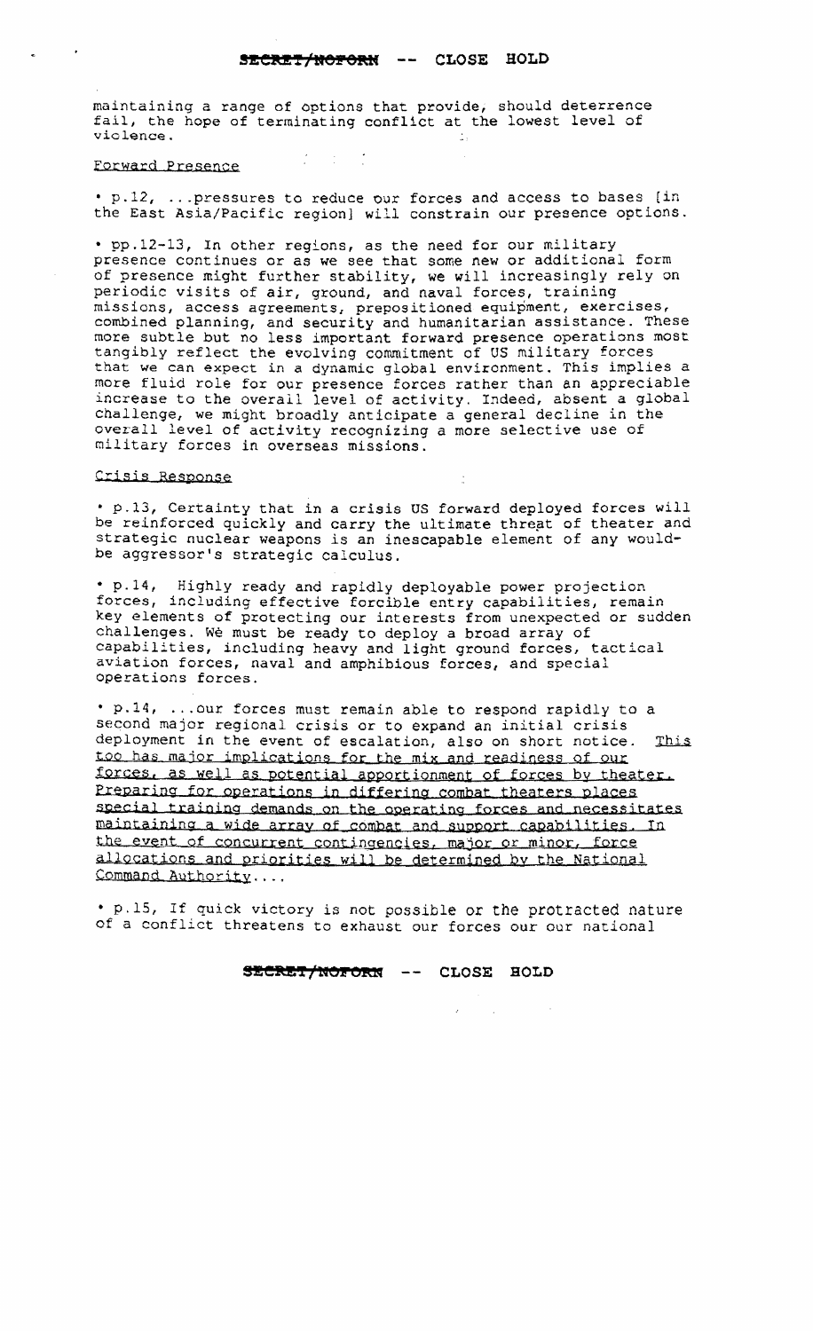maintaining a range of options that provide, should deterrence fail, the hope of terminating conflict at the lowest level of violence.

Forward Presence

• p.12, ...pressures to reduce our forces and access to bases [in the East Asia/Pacific region] will constrain our presence options.

• pp.12-13, In other regions, as the need for our military presence continues or as we see that some new or additional form of presence might further stability, we will increasingly rely on periodic visits of air, ground, and naval forces, training missions, access agreements, prepositioned equipment, exercises, combined planning, and security and humanitarian assistance. These more subtle but no less important forward presence operations most tangibly reflect the evolving commitment of US military forces that we can expect in a dynamic global environment. This implies a more fluid role for our presence forces rather than an appreciable increase to the overall level of activity. Indeed, absent a global challenge, we might broadly anticipate a general decline in the overall level of activity recognizing a more selective use of military forces in overseas missions.

Crisis Response

• p.13, Certainty that in a crisis US forward deployed forces will be reinforced quickly and carry the ultimate threat of theater and strategic nuclear weapons is an inescapable element of any would-be aggressor's strategic calculus.

• p.14, Highly ready and rapidly deployable power projection forces, including effective forcible entry capabilities, remain key elements of protecting our interests from unexpected or sudden challenges. We must be ready to deploy a broad array of capabilities, including heavy and light ground forces, tactical aviation forces, naval and amphibious forces, and special operations forces.

• p.14, ...our forces must remain able to respond rapidly to a second major regional crisis or to expand an initial crisis deployment in the event of escalation, also on short notice. <u>This too has major implications for the mix and readiness of our forces, as well as potential apportionment of forces by theater. Preparing for operations in differing combat theaters places special training demands on the operating forces and necessitates maintaining a wide array of combat and support capabilities. In the event of concurrent contingencies, major or minor, force allocations and priorities will be determined by the National Command Authority....</u>

• p.15, If quick victory is not possible or the protracted nature of a conflict threatens to exhaust our forces our our national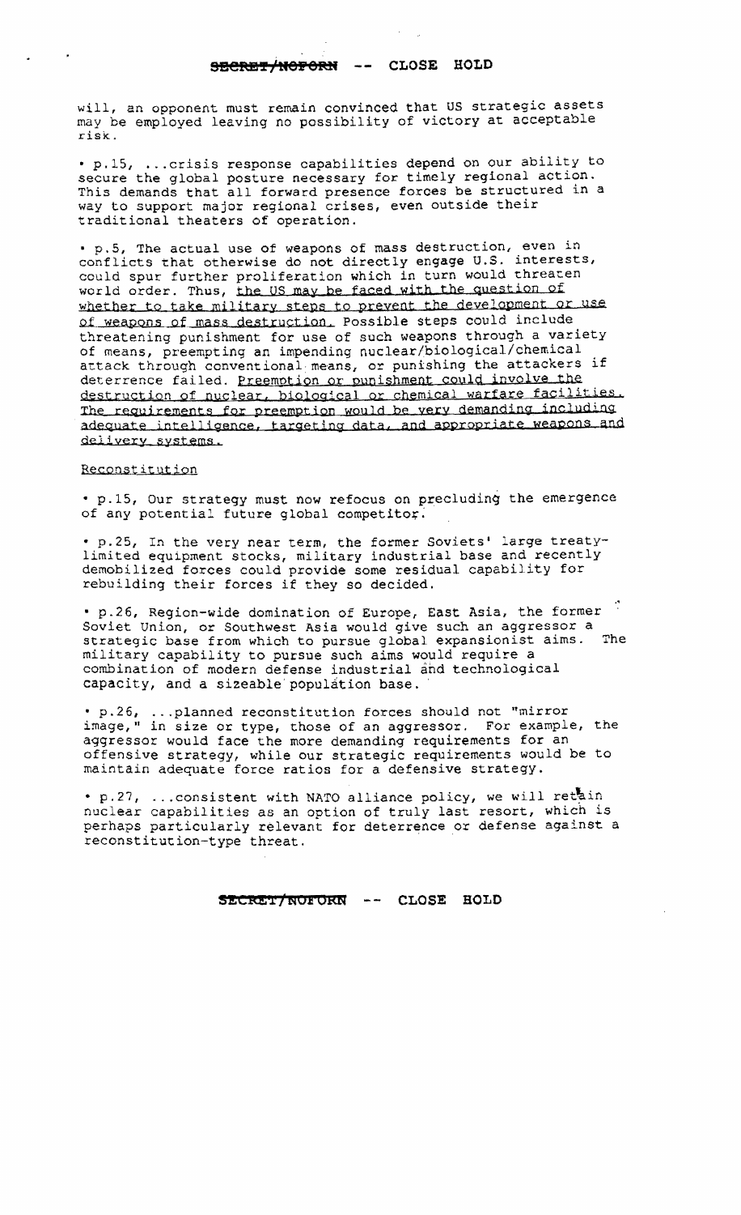will, an opponent must remain convinced that US strategic assets may be employed leaving no possibility of victory at acceptable risk.

- p.15, ...crisis response capabilities depend on our ability to secure the global posture necessary for timely regional action. This demands that all forward presence forces be structured in a way to support major regional crises, even outside their traditional theaters of operation.

- p.5, The actual use of weapons of mass destruction, even in conflicts that otherwise do not directly engage U.S. interests, could spur further proliferation which in turn would threaten world order. Thus, the US may be faced with the question of whether to take military steps to prevent the development or use of weapons of mass destruction. Possible steps could include threatening punishment for use of such weapons through a variety of means, preempting an impending nuclear/biological/chemical attack through conventional means, or punishing the attackers if deterrence failed. Preemption or punishment could involve the destruction of nuclear, biological or chemical warfare facilities. The requirements for preemption would be very demanding including adequate intelligence, targeting data, and appropriate weapons and delivery systems.

Reconstitution

- p.15, Our strategy must now refocus on precluding the emergence of any potential future global competitor.

- p.25, In the very near term, the former Soviets' large treaty-limited equipment stocks, military industrial base and recently demobilized forces could provide some residual capability for rebuilding their forces if they so decided.

- p.26, Region-wide domination of Europe, East Asia, the former Soviet Union, or Southwest Asia would give such an aggressor a strategic base from which to pursue global expansionist aims. The military capability to pursue such aims would require a combination of modern defense industrial and technological capacity, and a sizeable population base.

- p.26, ...planned reconstitution forces should not "mirror image," in size or type, those of an aggressor. For example, the aggressor would face the more demanding requirements for an offensive strategy, while our strategic requirements would be to maintain adequate force ratios for a defensive strategy.

- p.27, ...consistent with NATO alliance policy, we will retain nuclear capabilities as an option of truly last resort, which is perhaps particularly relevant for deterrence or defense against a reconstitution-type threat.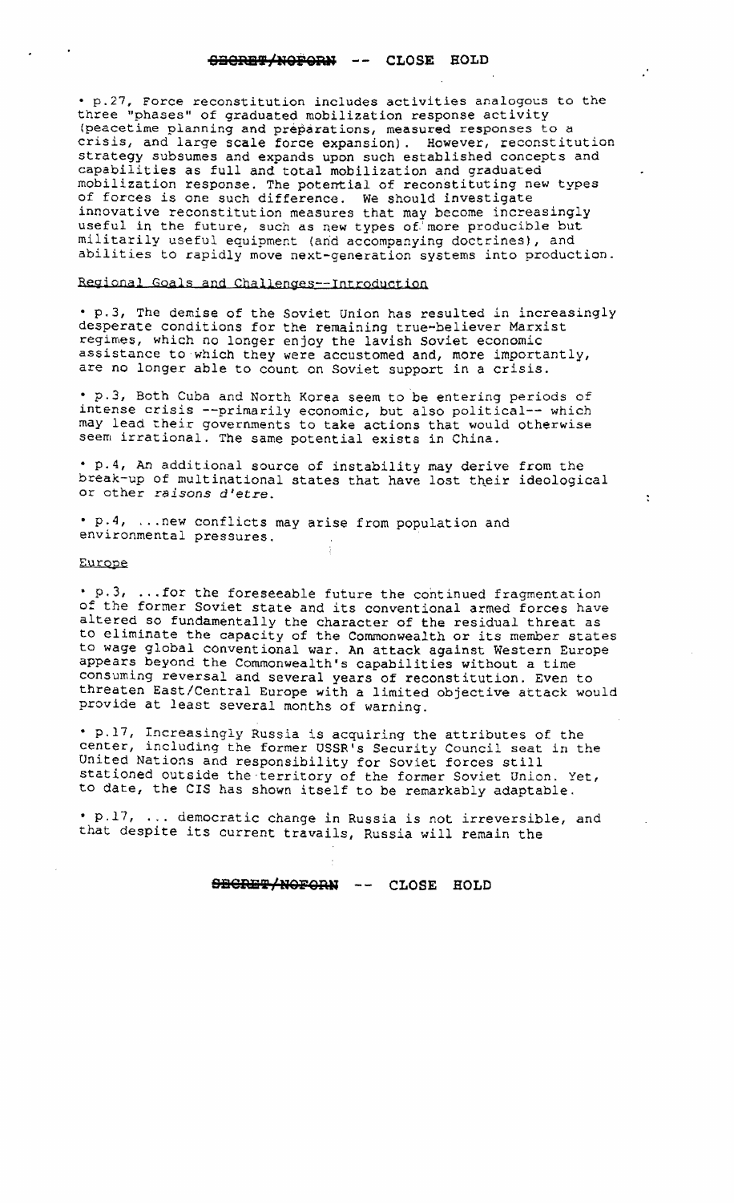• p.27, Force reconstitution includes activities analogous to the three "phases" of graduated mobilization response activity (peacetime planning and preparations, measured responses to a crisis, and large scale force expansion). However, reconstitution strategy subsumes and expands upon such established concepts and capabilities as full and total mobilization and graduated mobilization response. The potential of reconstituting new types of forces is one such difference. We should investigate innovative reconstitution measures that may become increasingly useful in the future, such as new types of more producible but militarily useful equipment (and accompanying doctrines), and abilities to rapidly move next-generation systems into production.

Regional Goals and Challenges--Introduction

• p.3, The demise of the Soviet Union has resulted in increasingly desperate conditions for the remaining true-believer Marxist regimes, which no longer enjoy the lavish Soviet economic assistance to which they were accustomed and, more importantly, are no longer able to count on Soviet support in a crisis.

• p.3, Both Cuba and North Korea seem to be entering periods of intense crisis --primarily economic, but also political-- which may lead their governments to take actions that would otherwise seem irrational. The same potential exists in China.

• p.4, An additional source of instability may derive from the break-up of multinational states that have lost their ideological or other *raisons d'etre*.

• p.4, ...new conflicts may arise from population and environmental pressures.

Europe

• p.3, ...for the foreseeable future the continued fragmentation of the former Soviet state and its conventional armed forces have altered so fundamentally the character of the residual threat as to eliminate the capacity of the Commonwealth or its member states to wage global conventional war. An attack against Western Europe appears beyond the Commonwealth's capabilities without a time consuming reversal and several years of reconstitution. Even to threaten East/Central Europe with a limited objective attack would provide at least several months of warning.

• p.17, Increasingly Russia is acquiring the attributes of the center, including the former USSR's Security Council seat in the United Nations and responsibility for Soviet forces still stationed outside the territory of the former Soviet Union. Yet, to date, the CIS has shown itself to be remarkably adaptable.

• p.17, ... democratic change in Russia is not irreversible, and that despite its current travails, Russia will remain the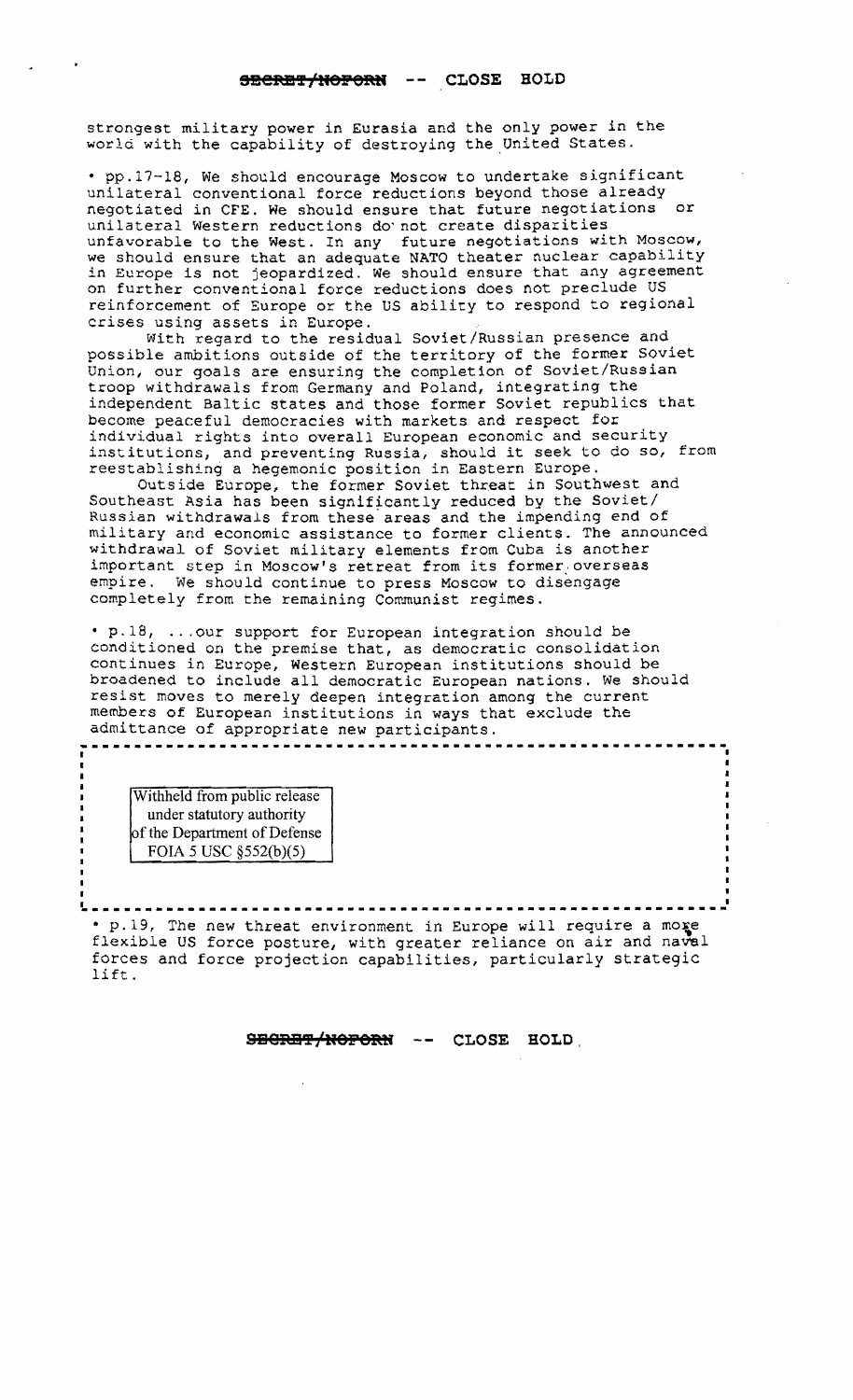strongest military power in Eurasia and the only power in the world with the capability of destroying the United States.

• pp.17-18, We should encourage Moscow to undertake significant unilateral conventional force reductions beyond those already negotiated in CFE. We should ensure that future negotiations or unilateral Western reductions do not create disparities unfavorable to the West. In any future negotiations with Moscow, we should ensure that an adequate NATO theater nuclear capability in Europe is not jeopardized. We should ensure that any agreement on further conventional force reductions does not preclude US reinforcement of Europe or the US ability to respond to regional crises using assets in Europe.

With regard to the residual Soviet/Russian presence and possible ambitions outside of the territory of the former Soviet Union, our goals are ensuring the completion of Soviet/Russian troop withdrawals from Germany and Poland, integrating the independent Baltic states and those former Soviet republics that become peaceful democracies with markets and respect for individual rights into overall European economic and security institutions, and preventing Russia, should it seek to do so, from reestablishing a hegemonic position in Eastern Europe.

Outside Europe, the former Soviet threat in Southwest and Southeast Asia has been significantly reduced by the Soviet/Russian withdrawals from these areas and the impending end of military and economic assistance to former clients. The announced withdrawal of Soviet military elements from Cuba is another important step in Moscow's retreat from its former overseas empire. We should continue to press Moscow to disengage completely from the remaining Communist regimes.

• p.18, ...our support for European integration should be conditioned on the premise that, as democratic consolidation continues in Europe, Western European institutions should be broadened to include all democratic European nations. We should resist moves to merely deepen integration among the current members of European institutions in ways that exclude the admittance of appropriate new participants.

Withheld from public release under statutory authority of the Department of Defense FOIA 5 USC §552(b)(5)

• p.19, The new threat environment in Europe will require a more flexible US force posture, with greater reliance on air and naval forces and force projection capabilities, particularly strategic lift.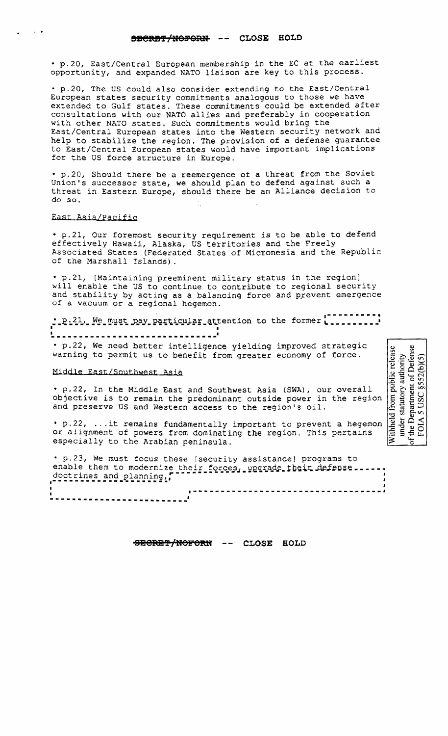• p.20, East/Central European membership in the EC at the earliest opportunity, and expanded NATO liaison are key to this process.

• p.20, The US could also consider extending to the East/Central European states security commitments analogous to those we have extended to Gulf states. These commitments could be extended after consultations with our NATO allies and preferably in cooperation with other NATO states. Such commitments would bring the East/Central European states into the Western security network and help to stabilize the region. The provision of a defense guarantee to East/Central European states would have important implications for the US force structure in Europe.

• p.20, Should there be a reemergence of a threat from the Soviet Union's successor state, we should plan to defend against such a threat in Eastern Europe, should there be an Alliance decision to do so.

East Asia/Pacific

• p.21, Our foremost security requirement is to be able to defend effectively Hawaii, Alaska, US territories and the Freely Associated States (Federated States of Micronesia and the Republic of the Marshall Islands).

• p.21, [Maintaining preeminent military status in the region] will enable the US to continue to contribute to regional security and stability by acting as a balancing force and prevent emergence of a vacuum or a regional hegemon.

• p.21, We must pay particular attention to the former

• p.22, We need better intelligence yielding improved strategic warning to permit us to benefit from greater economy of force.

Middle East/Southwest Asia

• p.22, In the Middle East and Southwest Asia (SWA), our overall objective is to remain the predominant outside power in the region and preserve US and Western access to the region's oil.

• p.22, ...it remains fundamentally important to prevent a hegemon or alignment of powers from dominating the region. This pertains especially to the Arabian peninsula.

• p.23, We must focus these [security assistance] programs to enable them to modernize their forces, upgrade their defense doctrines and planning,

Withheld from public release under statutory authority of the Department of Defense FOIA 5 USC §552(b)(5)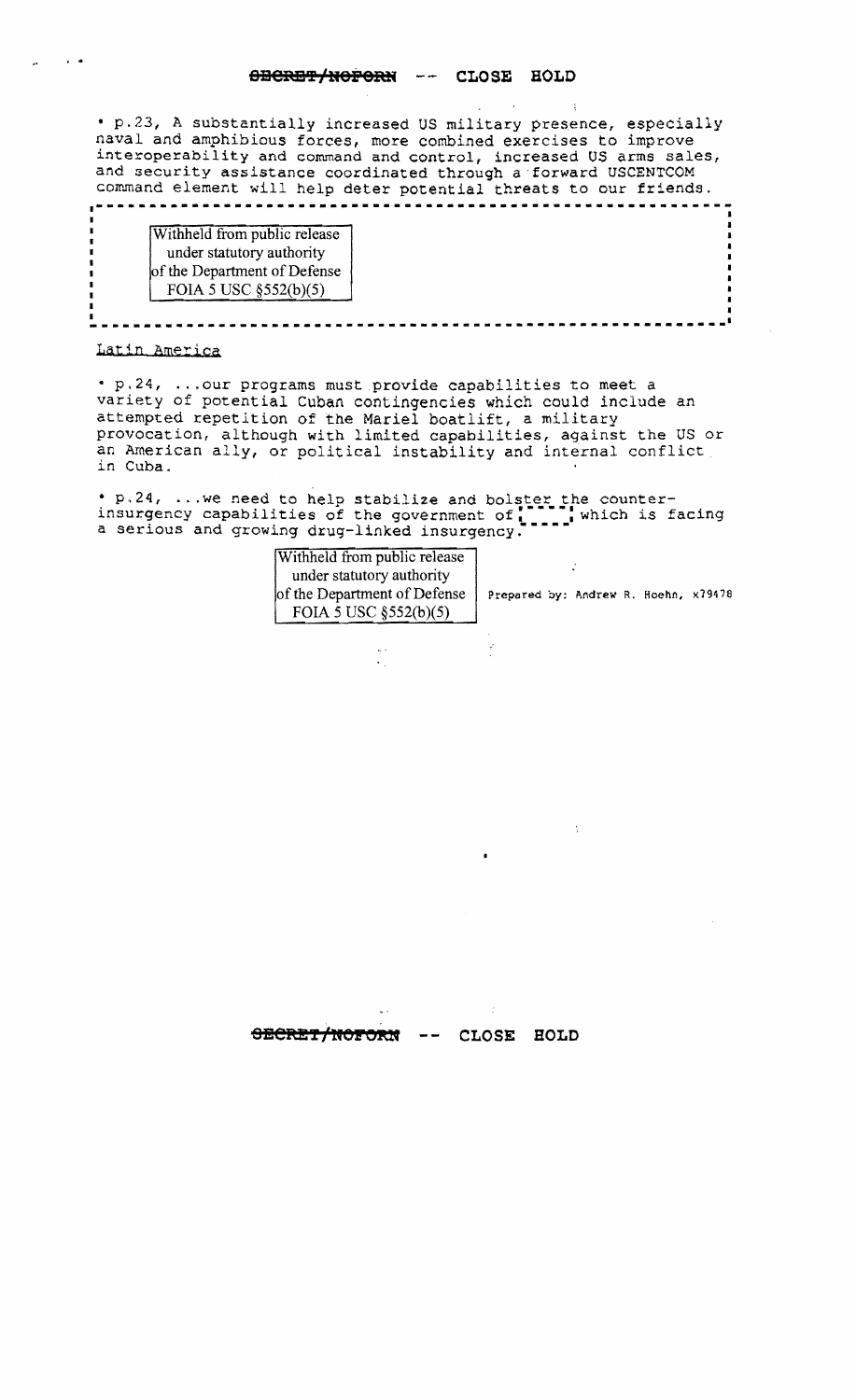• p.23, A substantially increased US military presence, especially naval and amphibious forces, more combined exercises to improve interoperability and command and control, increased US arms sales, and security assistance coordinated through a forward USCENTCOM command element will help deter potential threats to our friends.

Withheld from public release under statutory authority of the Department of Defense FOIA 5 USC §552(b)(5)

Latin America

• p.24, ...our programs must provide capabilities to meet a variety of potential Cuban contingencies which could include an attempted repetition of the Mariel boatlift, a military provocation, although with limited capabilities, against the US or an American ally, or political instability and internal conflict in Cuba.

• p.24, ...we need to help stabilize and bolster the counter-insurgency capabilities of the government of [ ] which is facing a serious and growing drug-linked insurgency.

Withheld from public release under statutory authority of the Department of Defense FOIA 5 USC §552(b)(5)

Prepared by: Andrew R. Hoehn, x79478

~~SECRET/NOFORN~~ -- CLOSE HOLD